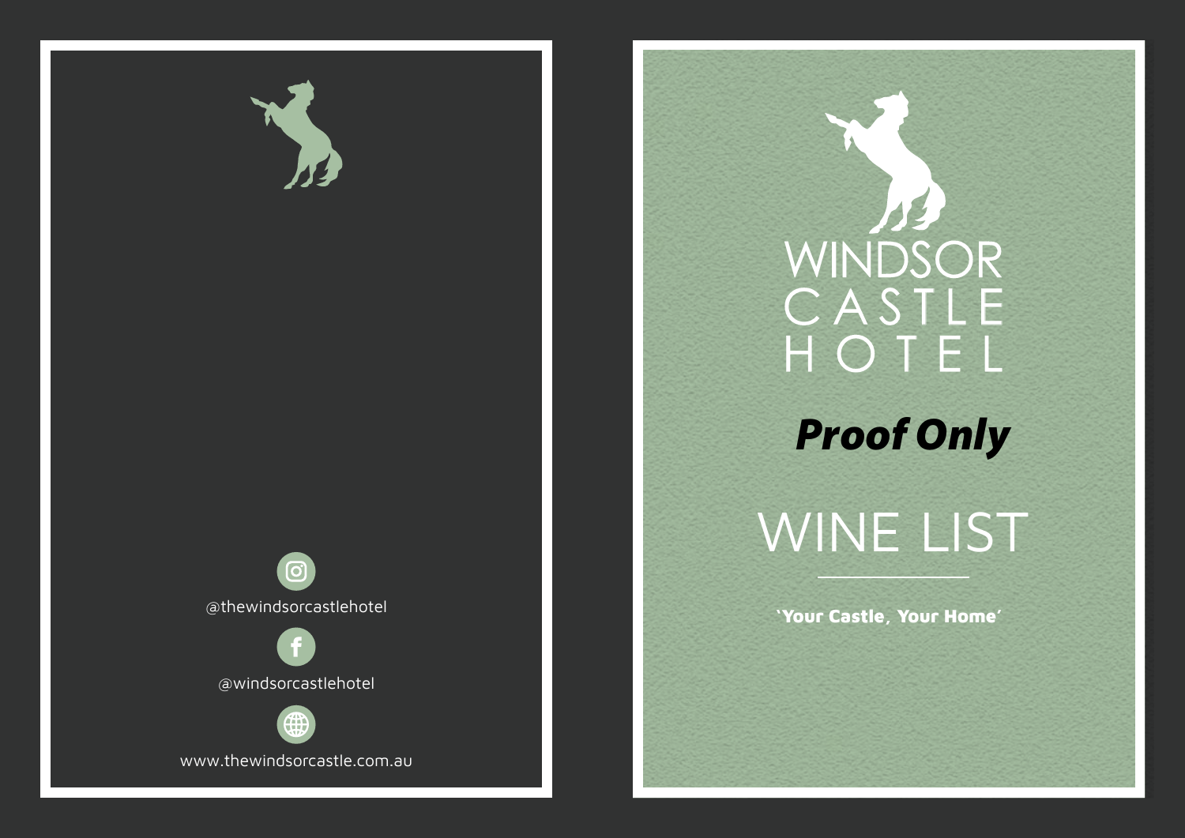@thewindsorcastlehotel

@windsorcastlehotel

www.thewindsorcastle.com.au

# WINDSOR CASTLE HOTEL

***Proof Only***

# WINE LIST

**'Your Castle, Your Home'**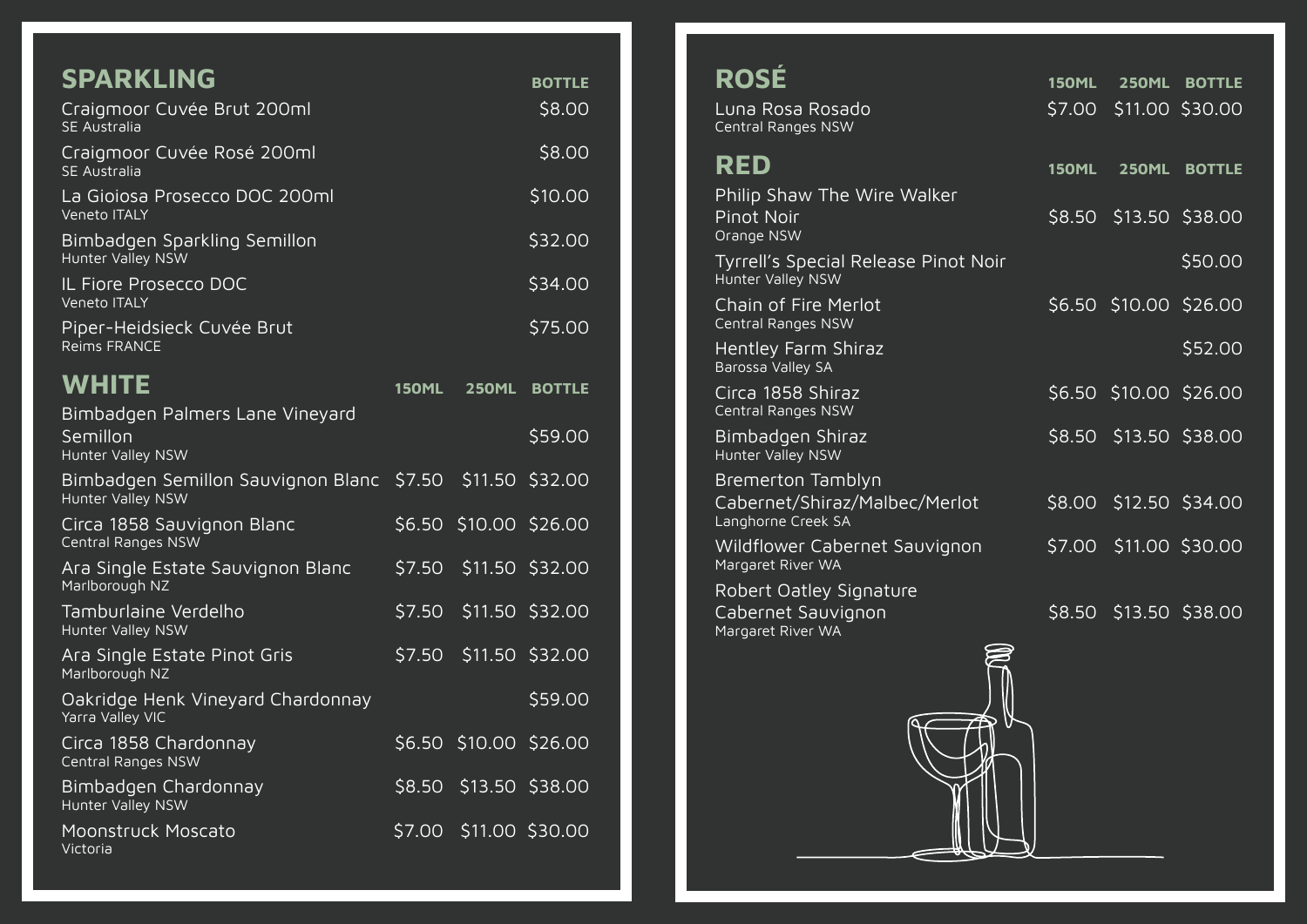## SPARKLING

| | BOTTLE |
|---|---|
| Craigmoor Cuvée Brut 200ml<br>SE Australia | $8.00 |
| Craigmoor Cuvée Rosé 200ml<br>SE Australia | $8.00 |
| La Gioiosa Prosecco DOC 200ml<br>Veneto ITALY | $10.00 |
| Bimbadgen Sparkling Semillon<br>Hunter Valley NSW | $32.00 |
| IL Fiore Prosecco DOC<br>Veneto ITALY | $34.00 |
| Piper-Heidsieck Cuvée Brut<br>Reims FRANCE | $75.00 |

## WHITE

| | 150ML | 250ML | BOTTLE |
|---|---|---|---|
| Bimbadgen Palmers Lane Vineyard Semillon<br>Hunter Valley NSW | | | $59.00 |
| Bimbadgen Semillon Sauvignon Blanc<br>Hunter Valley NSW | $7.50 | $11.50 | $32.00 |
| Circa 1858 Sauvignon Blanc<br>Central Ranges NSW | $6.50 | $10.00 | $26.00 |
| Ara Single Estate Sauvignon Blanc<br>Marlborough NZ | $7.50 | $11.50 | $32.00 |
| Tamburlaine Verdelho<br>Hunter Valley NSW | $7.50 | $11.50 | $32.00 |
| Ara Single Estate Pinot Gris<br>Marlborough NZ | $7.50 | $11.50 | $32.00 |
| Oakridge Henk Vineyard Chardonnay<br>Yarra Valley VIC | | | $59.00 |
| Circa 1858 Chardonnay<br>Central Ranges NSW | $6.50 | $10.00 | $26.00 |
| Bimbadgen Chardonnay<br>Hunter Valley NSW | $8.50 | $13.50 | $38.00 |
| Moonstruck Moscato<br>Victoria | $7.00 | $11.00 | $30.00 |

## ROSÉ

| | 150ML | 250ML | BOTTLE |
|---|---|---|---|
| Luna Rosa Rosado<br>Central Ranges NSW | $7.00 | $11.00 | $30.00 |

## RED

| | 150ML | 250ML | BOTTLE |
|---|---|---|---|
| Philip Shaw The Wire Walker Pinot Noir<br>Orange NSW | $8.50 | $13.50 | $38.00 |
| Tyrrell's Special Release Pinot Noir<br>Hunter Valley NSW | | | $50.00 |
| Chain of Fire Merlot<br>Central Ranges NSW | $6.50 | $10.00 | $26.00 |
| Hentley Farm Shiraz<br>Barossa Valley SA | | | $52.00 |
| Circa 1858 Shiraz<br>Central Ranges NSW | $6.50 | $10.00 | $26.00 |
| Bimbadgen Shiraz<br>Hunter Valley NSW | $8.50 | $13.50 | $38.00 |
| Bremerton Tamblyn Cabernet/Shiraz/Malbec/Merlot<br>Langhorne Creek SA | $8.00 | $12.50 | $34.00 |
| Wildflower Cabernet Sauvignon<br>Margaret River WA | $7.00 | $11.00 | $30.00 |
| Robert Oatley Signature Cabernet Sauvignon<br>Margaret River WA | $8.50 | $13.50 | $38.00 |